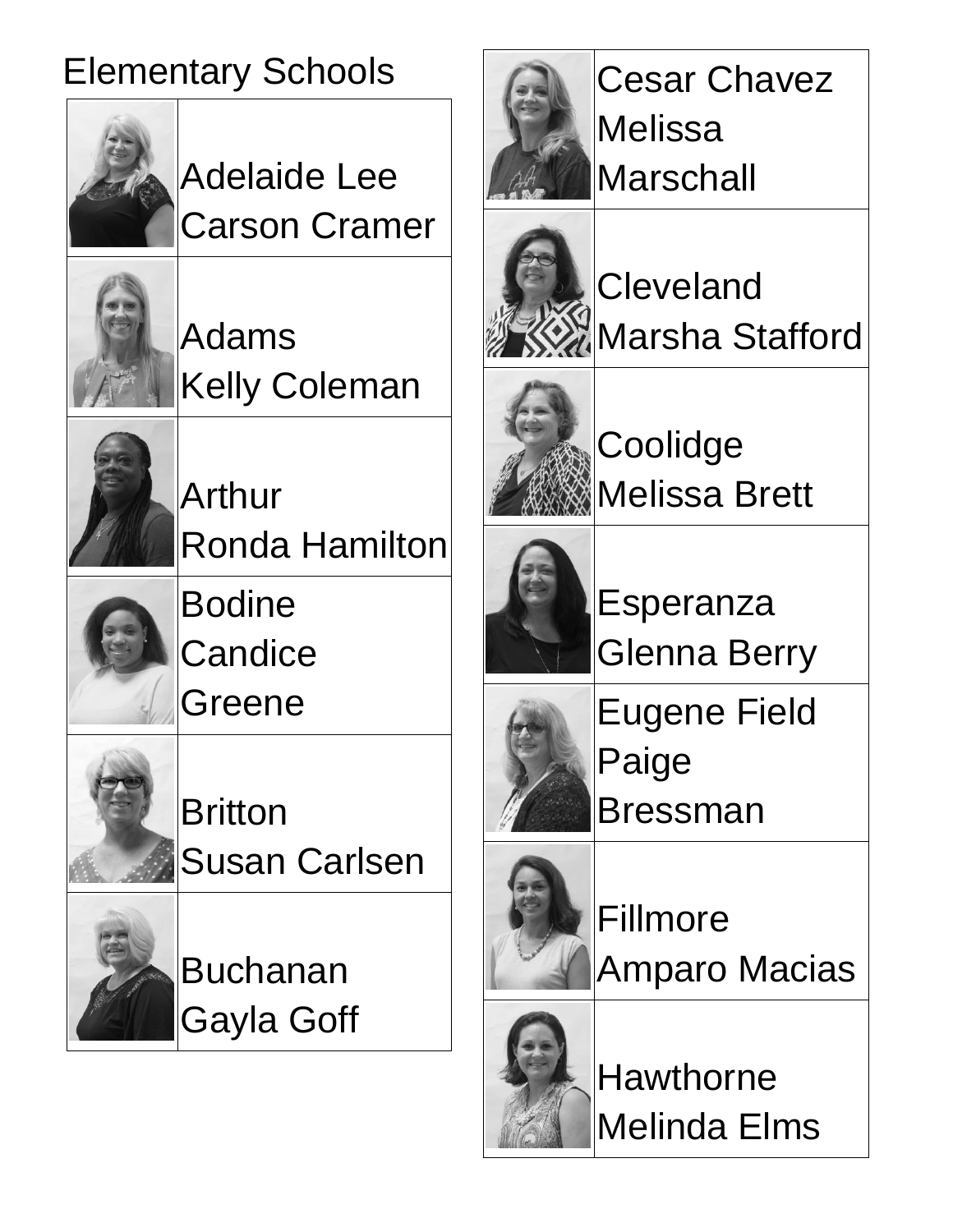## Elementary Schools

| | |
|---|---|
| | Adelaide Lee<br>Carson Cramer |
| | Adams<br>Kelly Coleman |
| | Arthur<br>Ronda Hamilton |
| | Bodine<br>Candice Greene |
| | Britton<br>Susan Carlsen |
| | Buchanan<br>Gayla Goff |
| | Cesar Chavez<br>Melissa Marschall |
| | Cleveland<br>Marsha Stafford |
| | Coolidge<br>Melissa Brett |
| | Esperanza<br>Glenna Berry |
| | Eugene Field<br>Paige Bressman |
| | Fillmore<br>Amparo Macias |
| | Hawthorne<br>Melinda Elms |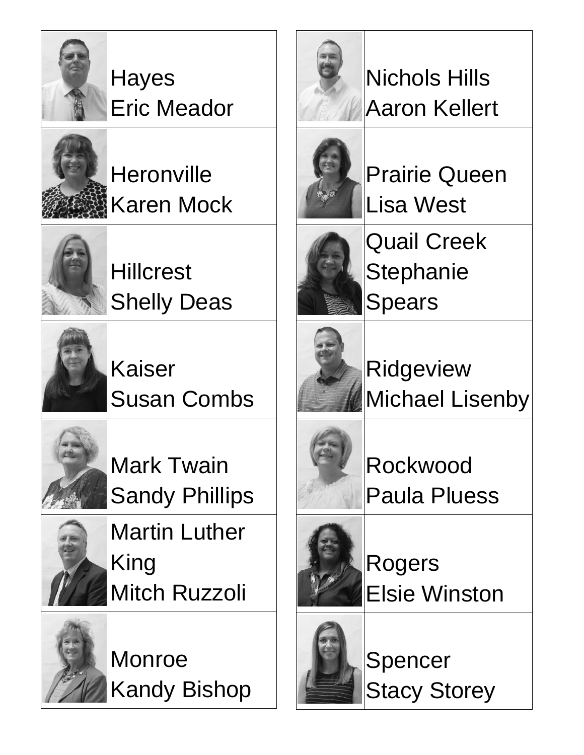| | |
|---|---|
| | Hayes<br>Eric Meador |
| | Heronville<br>Karen Mock |
| | Hillcrest<br>Shelly Deas |
| | Kaiser<br>Susan Combs |
| | Mark Twain<br>Sandy Phillips |
| | Martin Luther King<br>Mitch Ruzzoli |
| | Monroe<br>Kandy Bishop |

| | |
|---|---|
| | Nichols Hills<br>Aaron Kellert |
| | Prairie Queen<br>Lisa West |
| | Quail Creek<br>Stephanie Spears |
| | Ridgeview<br>Michael Lisenby |
| | Rockwood<br>Paula Pluess |
| | Rogers<br>Elsie Winston |
| | Spencer<br>Stacy Storey |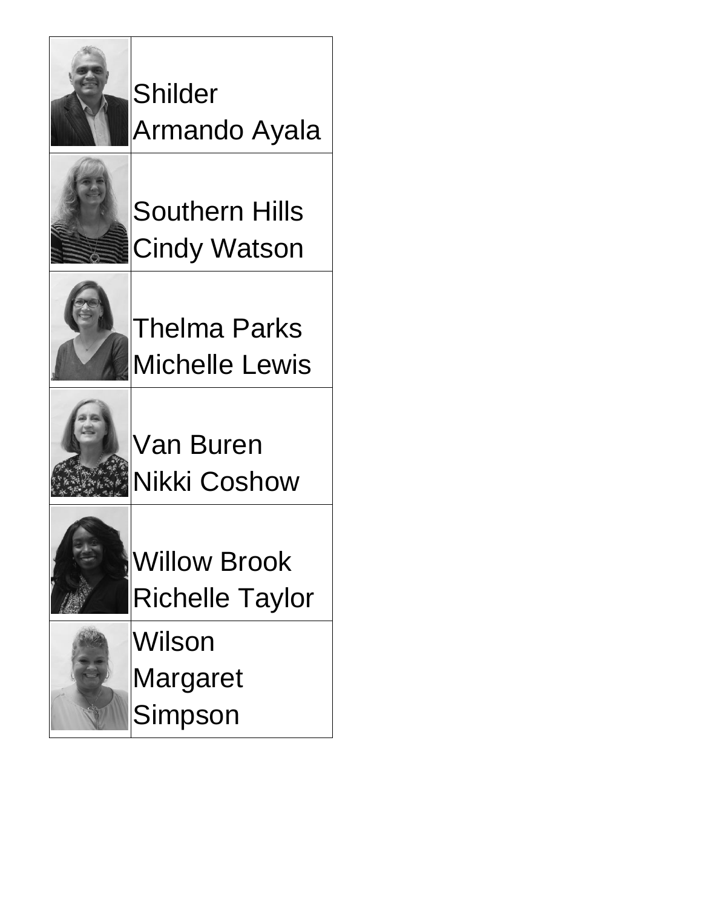| | |
|---|---|
| | Shilder Armando Ayala |
| | Southern Hills Cindy Watson |
| | Thelma Parks Michelle Lewis |
| | Van Buren Nikki Coshow |
| | Willow Brook Richelle Taylor |
| | Wilson Margaret Simpson |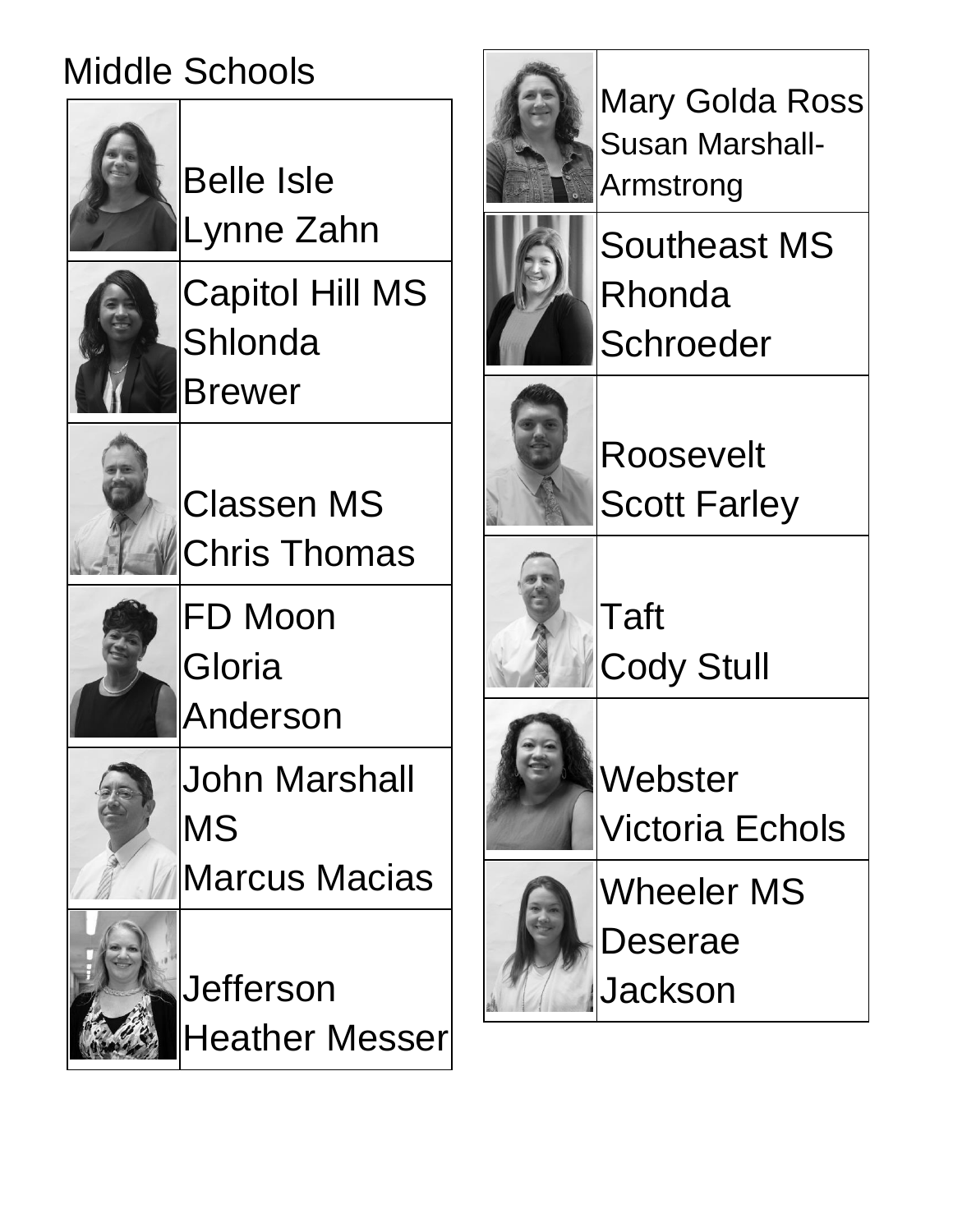Middle Schools

| School | Name |
|---|---|
| Belle Isle | Lynne Zahn |
| Capitol Hill MS | Shlonda Brewer |
| Classen MS | Chris Thomas |
| FD Moon | Gloria Anderson |
| John Marshall MS | Marcus Macias |
| Jefferson | Heather Messer |
| Mary Golda Ross | Susan Marshall-Armstrong |
| Southeast MS | Rhonda Schroeder |
| Roosevelt | Scott Farley |
| Taft | Cody Stull |
| Webster | Victoria Echols |
| Wheeler MS | Deserae Jackson |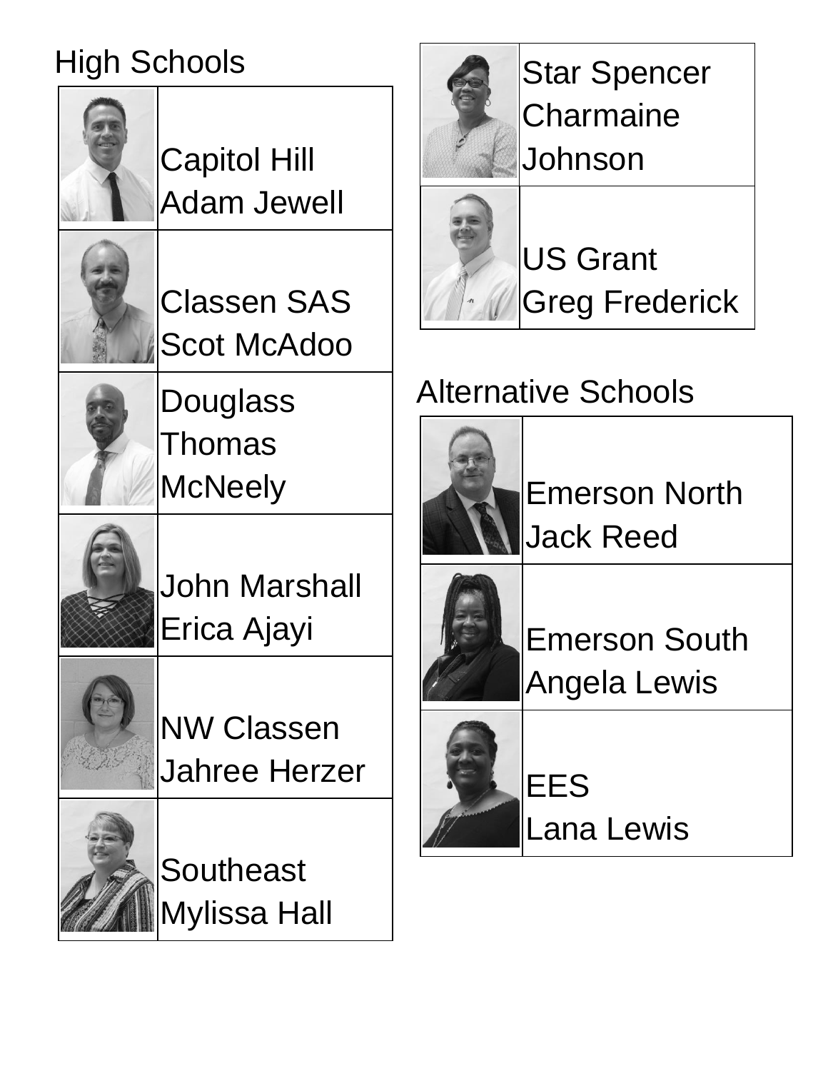## High Schools

| School | Name |
| --- | --- |
| Capitol Hill | Adam Jewell |
| Classen SAS | Scot McAdoo |
| Douglass | Thomas McNeely |
| John Marshall | Erica Ajayi |
| NW Classen | Jahree Herzer |
| Southeast | Mylissa Hall |
| Star Spencer | Charmaine Johnson |
| US Grant | Greg Frederick |

## Alternative Schools

| School | Name |
| --- | --- |
| Emerson North | Jack Reed |
| Emerson South | Angela Lewis |
| EES | Lana Lewis |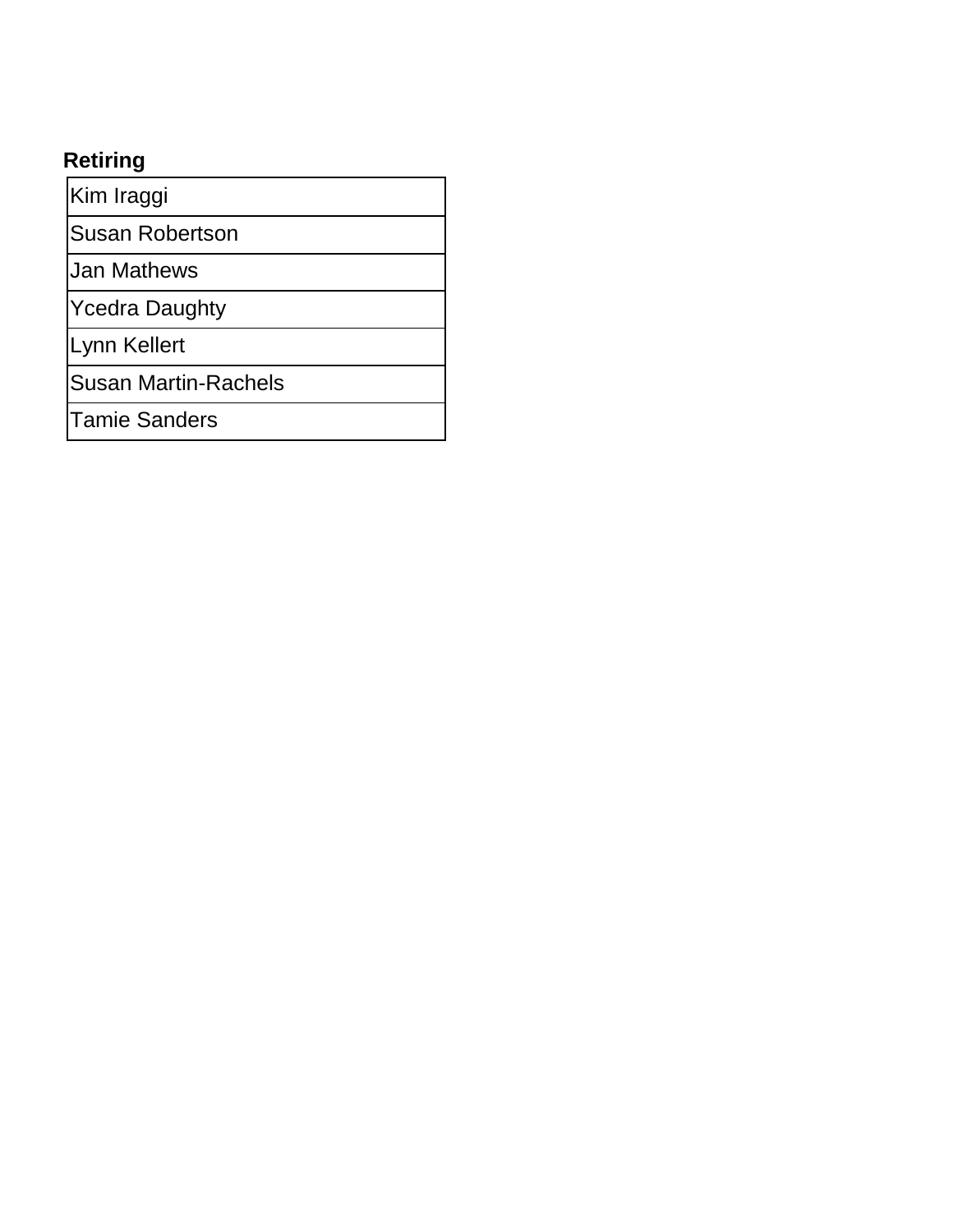**Retiring**

| |
|---|
| Kim Iraggi |
| Susan Robertson |
| Jan Mathews |
| Ycedra Daughty |
| Lynn Kellert |
| Susan Martin-Rachels |
| Tamie Sanders |